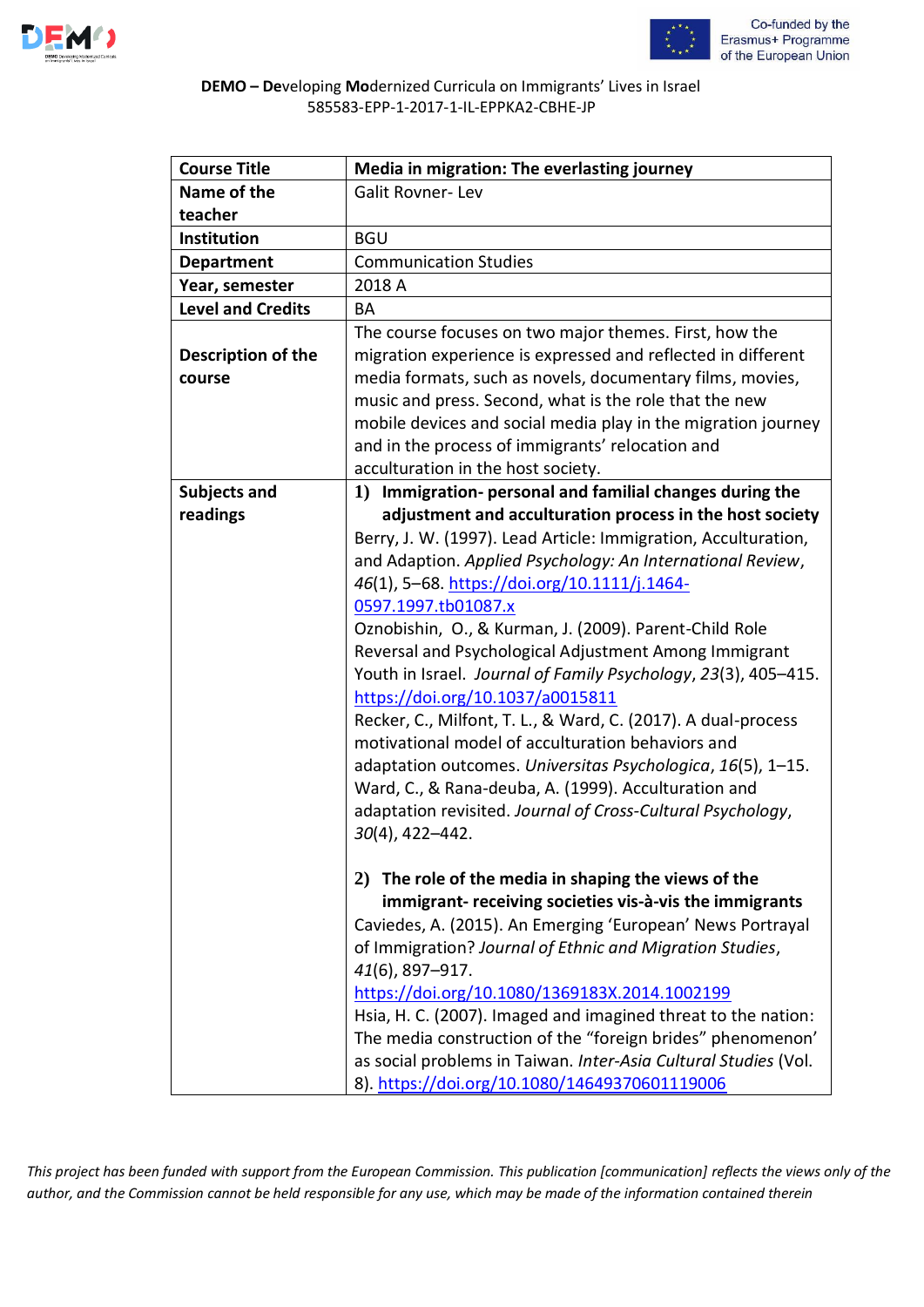**DEMO – De**veloping **Mo**dernized Curricula on Immigrants' Lives in Israel
585583-EPP-1-2017-1-IL-EPPKA2-CBHE-JP

| **Course Title** | **Media in migration: The everlasting journey** |
|---|---|
| **Name of the teacher** | Galit Rovner- Lev |
| **Institution** | BGU |
| **Department** | Communication Studies |
| **Year, semester** | 2018 A |
| **Level and Credits** | BA |
| **Description of the course** | The course focuses on two major themes. First, how the migration experience is expressed and reflected in different media formats, such as novels, documentary films, movies, music and press. Second, what is the role that the new mobile devices and social media play in the migration journey and in the process of immigrants' relocation and acculturation in the host society. |
| **Subjects and readings** | **1) Immigration- personal and familial changes during the adjustment and acculturation process in the host society**<br>Berry, J. W. (1997). Lead Article: Immigration, Acculturation, and Adaption. *Applied Psychology: An International Review*, *46*(1), 5–68. https://doi.org/10.1111/j.1464-0597.1997.tb01087.x<br>Oznobishin, O., & Kurman, J. (2009). Parent-Child Role Reversal and Psychological Adjustment Among Immigrant Youth in Israel. *Journal of Family Psychology*, *23*(3), 405–415. https://doi.org/10.1037/a0015811<br>Recker, C., Milfont, T. L., & Ward, C. (2017). A dual-process motivational model of acculturation behaviors and adaptation outcomes. *Universitas Psychologica*, *16*(5), 1–15.<br>Ward, C., & Rana-deuba, A. (1999). Acculturation and adaptation revisited. *Journal of Cross-Cultural Psychology*, *30*(4), 422–442.<br><br>**2) The role of the media in shaping the views of the immigrant- receiving societies vis-à-vis the immigrants**<br>Caviedes, A. (2015). An Emerging 'European' News Portrayal of Immigration? *Journal of Ethnic and Migration Studies*, *41*(6), 897–917. https://doi.org/10.1080/1369183X.2014.1002199<br>Hsia, H. C. (2007). Imaged and imagined threat to the nation: The media construction of the "foreign brides" phenomenon' as social problems in Taiwan. *Inter-Asia Cultural Studies* (Vol. 8). https://doi.org/10.1080/14649370601119006 |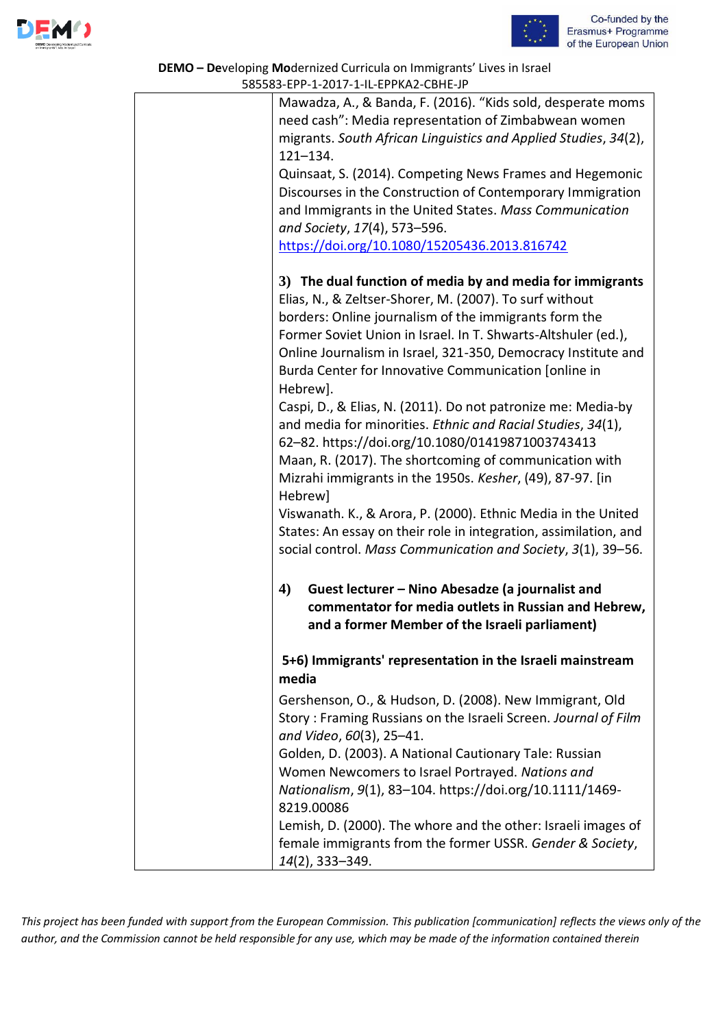| | Mawadza, A., & Banda, F. (2016). "Kids sold, desperate moms need cash": Media representation of Zimbabwean women migrants. *South African Linguistics and Applied Studies*, *34*(2), 121–134.<br>Quinsaat, S. (2014). Competing News Frames and Hegemonic Discourses in the Construction of Contemporary Immigration and Immigrants in the United States. *Mass Communication and Society*, *17*(4), 573–596. https://doi.org/10.1080/15205436.2013.816742<br><br>**3) The dual function of media by and media for immigrants**<br>Elias, N., & Zeltser-Shorer, M. (2007). To surf without borders: Online journalism of the immigrants form the Former Soviet Union in Israel. In T. Shwarts-Altshuler (ed.), Online Journalism in Israel, 321-350, Democracy Institute and Burda Center for Innovative Communication [online in Hebrew].<br>Caspi, D., & Elias, N. (2011). Do not patronize me: Media-by and media for minorities. *Ethnic and Racial Studies*, *34*(1), 62–82. https://doi.org/10.1080/01419871003743413<br>Maan, R. (2017). The shortcoming of communication with Mizrahi immigrants in the 1950s. *Kesher*, (49), 87-97. [in Hebrew]<br>Viswanath. K., & Arora, P. (2000). Ethnic Media in the United States: An essay on their role in integration, assimilation, and social control. *Mass Communication and Society*, *3*(1), 39–56.<br><br>**4) Guest lecturer – Nino Abesadze (a journalist and commentator for media outlets in Russian and Hebrew, and a former Member of the Israeli parliament)**<br><br>**5+6) Immigrants' representation in the Israeli mainstream media**<br>Gershenson, O., & Hudson, D. (2008). New Immigrant, Old Story : Framing Russians on the Israeli Screen. *Journal of Film and Video*, *60*(3), 25–41.<br>Golden, D. (2003). A National Cautionary Tale: Russian Women Newcomers to Israel Portrayed. *Nations and Nationalism*, *9*(1), 83–104. https://doi.org/10.1111/1469-8219.00086<br>Lemish, D. (2000). The whore and the other: Israeli images of female immigrants from the former USSR. *Gender & Society*, *14*(2), 333–349. |
|---|---|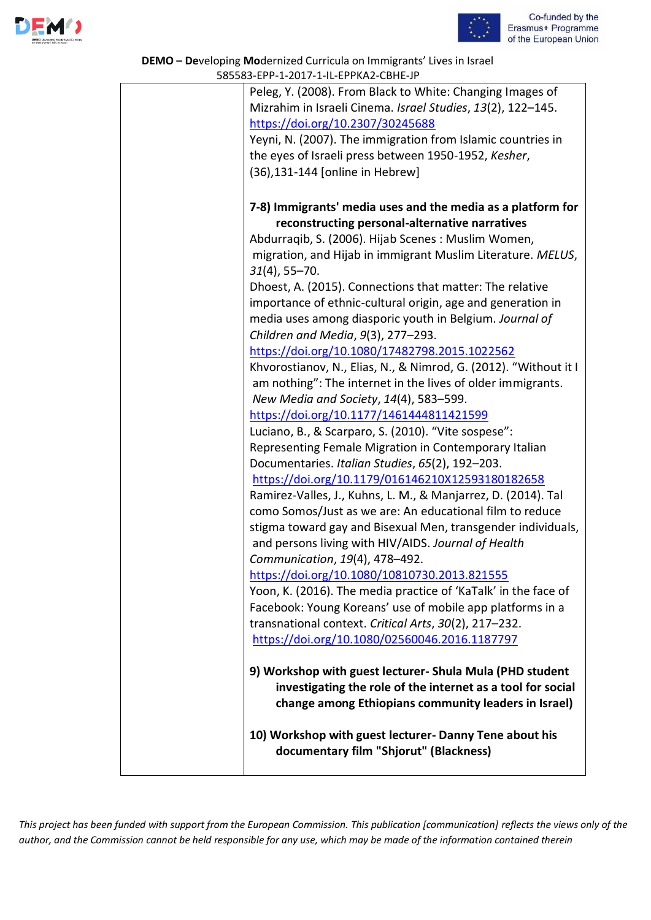| | Peleg, Y. (2008). From Black to White: Changing Images of Mizrahim in Israeli Cinema. *Israel Studies*, *13*(2), 122–145. https://doi.org/10.2307/30245688<br>Yeyni, N. (2007). The immigration from Islamic countries in the eyes of Israeli press between 1950-1952, *Kesher*, (36),131-144 [online in Hebrew]<br><br>**7-8) Immigrants' media uses and the media as a platform for reconstructing personal-alternative narratives**<br>Abdurraqib, S. (2006). Hijab Scenes : Muslim Women, migration, and Hijab in immigrant Muslim Literature. *MELUS*, *31*(4), 55–70.<br>Dhoest, A. (2015). Connections that matter: The relative importance of ethnic-cultural origin, age and generation in media uses among diasporic youth in Belgium. *Journal of Children and Media*, *9*(3), 277–293. https://doi.org/10.1080/17482798.2015.1022562<br>Khvorostianov, N., Elias, N., & Nimrod, G. (2012). "Without it I am nothing": The internet in the lives of older immigrants. *New Media and Society*, *14*(4), 583–599. https://doi.org/10.1177/1461444811421599<br>Luciano, B., & Scarparo, S. (2010). "Vite sospese": Representing Female Migration in Contemporary Italian Documentaries. *Italian Studies*, *65*(2), 192–203. https://doi.org/10.1179/016146210X12593180182658<br>Ramirez-Valles, J., Kuhns, L. M., & Manjarrez, D. (2014). Tal como Somos/Just as we are: An educational film to reduce stigma toward gay and Bisexual Men, transgender individuals, and persons living with HIV/AIDS. *Journal of Health Communication*, *19*(4), 478–492. https://doi.org/10.1080/10810730.2013.821555<br>Yoon, K. (2016). The media practice of 'KaTalk' in the face of Facebook: Young Koreans' use of mobile app platforms in a transnational context. *Critical Arts*, *30*(2), 217–232. https://doi.org/10.1080/02560046.2016.1187797<br><br>**9) Workshop with guest lecturer- Shula Mula (PHD student investigating the role of the internet as a tool for social change among Ethiopians community leaders in Israel)**<br><br>**10) Workshop with guest lecturer- Danny Tene about his documentary film "Shjorut" (Blackness)** |
|---|---|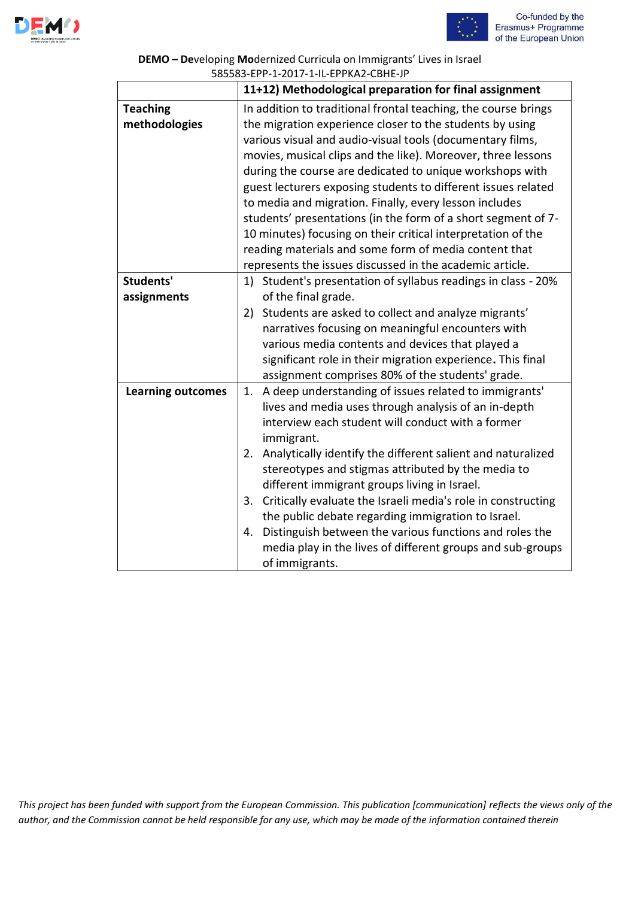**DEMO – De**veloping **Mo**dernized Curricula on Immigrants' Lives in Israel
585583-EPP-1-2017-1-IL-EPPKA2-CBHE-JP

| | **11+12) Methodological preparation for final assignment** |
|---|---|
| **Teaching methodologies** | In addition to traditional frontal teaching, the course brings the migration experience closer to the students by using various visual and audio-visual tools (documentary films, movies, musical clips and the like). Moreover, three lessons during the course are dedicated to unique workshops with guest lecturers exposing students to different issues related to media and migration. Finally, every lesson includes students' presentations (in the form of a short segment of 7-10 minutes) focusing on their critical interpretation of the reading materials and some form of media content that represents the issues discussed in the academic article. |
| **Students' assignments** | 1) Student's presentation of syllabus readings in class - 20% of the final grade. <br> 2) Students are asked to collect and analyze migrants' narratives focusing on meaningful encounters with various media contents and devices that played a significant role in their migration experience**.** This final assignment comprises 80% of the students' grade. |
| **Learning outcomes** | 1. A deep understanding of issues related to immigrants' lives and media uses through analysis of an in-depth interview each student will conduct with a former immigrant. <br> 2. Analytically identify the different salient and naturalized stereotypes and stigmas attributed by the media to different immigrant groups living in Israel. <br> 3. Critically evaluate the Israeli media's role in constructing the public debate regarding immigration to Israel. <br> 4. Distinguish between the various functions and roles the media play in the lives of different groups and sub-groups of immigrants. |